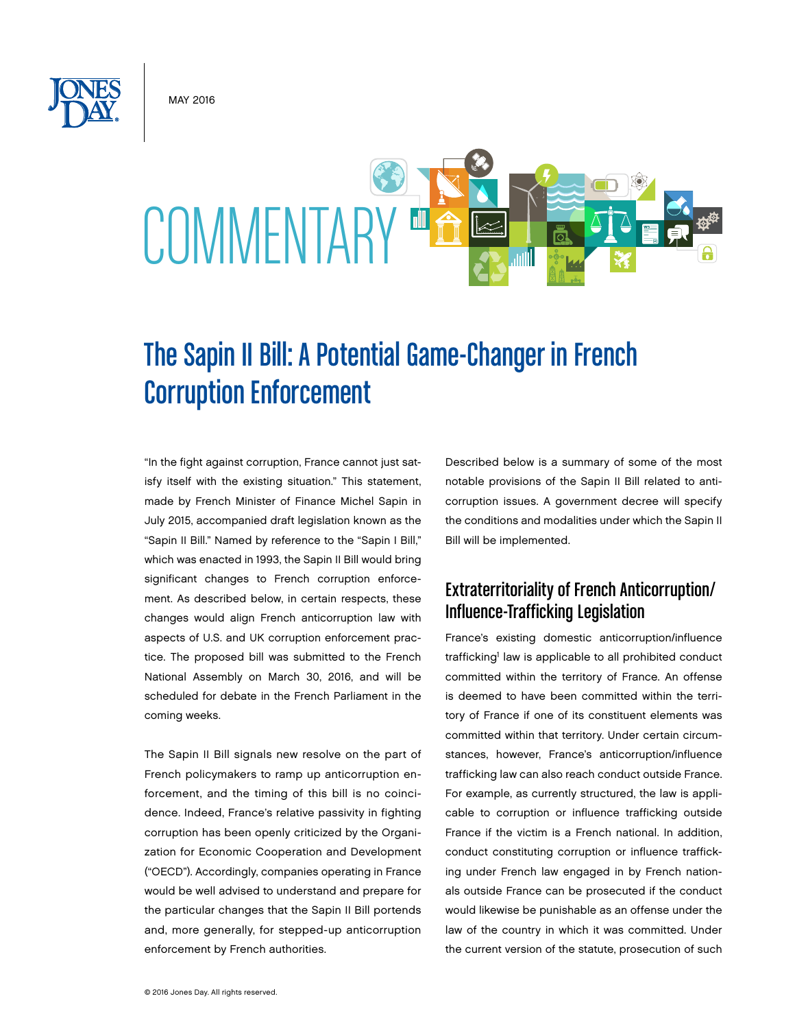MAY 2016

COMMENTARY

# The Sapin II Bill: A Potential Game-Changer in French Corruption Enforcement

"In the fight against corruption, France cannot just satisfy itself with the existing situation." This statement, made by French Minister of Finance Michel Sapin in July 2015, accompanied draft legislation known as the "Sapin II Bill." Named by reference to the "Sapin I Bill," which was enacted in 1993, the Sapin II Bill would bring significant changes to French corruption enforcement. As described below, in certain respects, these changes would align French anticorruption law with aspects of U.S. and UK corruption enforcement practice. The proposed bill was submitted to the French National Assembly on March 30, 2016, and will be scheduled for debate in the French Parliament in the coming weeks.

The Sapin II Bill signals new resolve on the part of French policymakers to ramp up anticorruption enforcement, and the timing of this bill is no coincidence. Indeed, France's relative passivity in fighting corruption has been openly criticized by the Organization for Economic Cooperation and Development ("OECD"). Accordingly, companies operating in France would be well advised to understand and prepare for the particular changes that the Sapin II Bill portends and, more generally, for stepped-up anticorruption enforcement by French authorities.

Described below is a summary of some of the most notable provisions of the Sapin II Bill related to anticorruption issues. A government decree will specify the conditions and modalities under which the Sapin II Bill will be implemented.

## Extraterritoriality of French Anticorruption/Influence-Trafficking Legislation

France's existing domestic anticorruption/influence trafficking[1] law is applicable to all prohibited conduct committed within the territory of France. An offense is deemed to have been committed within the territory of France if one of its constituent elements was committed within that territory. Under certain circumstances, however, France's anticorruption/influence trafficking law can also reach conduct outside France. For example, as currently structured, the law is applicable to corruption or influence trafficking outside France if the victim is a French national. In addition, conduct constituting corruption or influence trafficking under French law engaged in by French nationals outside France can be prosecuted if the conduct would likewise be punishable as an offense under the law of the country in which it was committed. Under the current version of the statute, prosecution of such

© 2016 Jones Day. All rights reserved.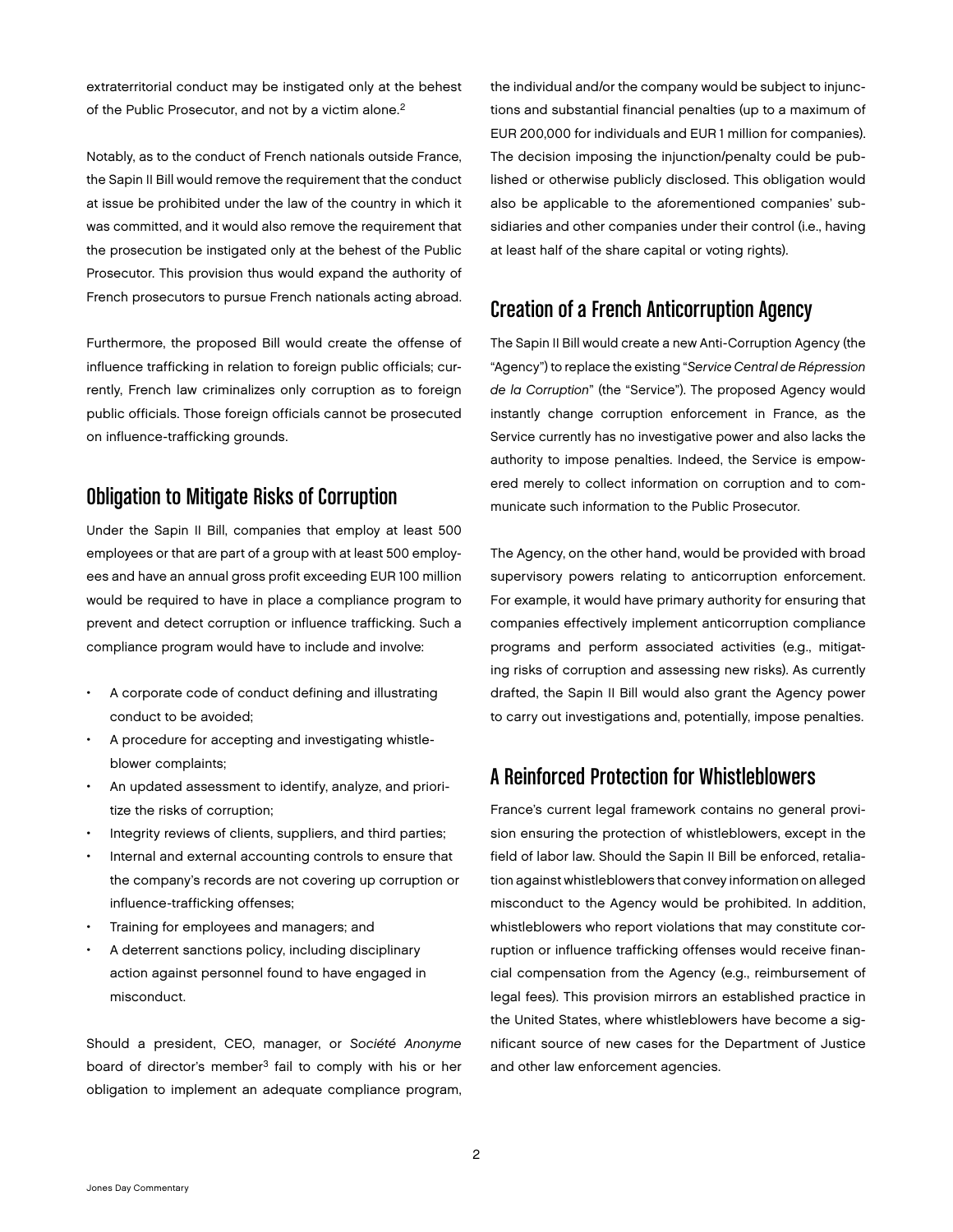extraterritorial conduct may be instigated only at the behest of the Public Prosecutor, and not by a victim alone.[2]

Notably, as to the conduct of French nationals outside France, the Sapin II Bill would remove the requirement that the conduct at issue be prohibited under the law of the country in which it was committed, and it would also remove the requirement that the prosecution be instigated only at the behest of the Public Prosecutor. This provision thus would expand the authority of French prosecutors to pursue French nationals acting abroad.

Furthermore, the proposed Bill would create the offense of influence trafficking in relation to foreign public officials; currently, French law criminalizes only corruption as to foreign public officials. Those foreign officials cannot be prosecuted on influence-trafficking grounds.

## Obligation to Mitigate Risks of Corruption

Under the Sapin II Bill, companies that employ at least 500 employees or that are part of a group with at least 500 employees and have an annual gross profit exceeding EUR 100 million would be required to have in place a compliance program to prevent and detect corruption or influence trafficking. Such a compliance program would have to include and involve:

- A corporate code of conduct defining and illustrating conduct to be avoided;
- A procedure for accepting and investigating whistleblower complaints;
- An updated assessment to identify, analyze, and prioritize the risks of corruption;
- Integrity reviews of clients, suppliers, and third parties;
- Internal and external accounting controls to ensure that the company's records are not covering up corruption or influence-trafficking offenses;
- Training for employees and managers; and
- A deterrent sanctions policy, including disciplinary action against personnel found to have engaged in misconduct.

Should a president, CEO, manager, or *Société Anonyme* board of director's member[3] fail to comply with his or her obligation to implement an adequate compliance program, the individual and/or the company would be subject to injunctions and substantial financial penalties (up to a maximum of EUR 200,000 for individuals and EUR 1 million for companies). The decision imposing the injunction/penalty could be published or otherwise publicly disclosed. This obligation would also be applicable to the aforementioned companies' subsidiaries and other companies under their control (i.e., having at least half of the share capital or voting rights).

## Creation of a French Anticorruption Agency

The Sapin II Bill would create a new Anti-Corruption Agency (the "Agency") to replace the existing "*Service Central de Répression de la Corruption*" (the "Service"). The proposed Agency would instantly change corruption enforcement in France, as the Service currently has no investigative power and also lacks the authority to impose penalties. Indeed, the Service is empowered merely to collect information on corruption and to communicate such information to the Public Prosecutor.

The Agency, on the other hand, would be provided with broad supervisory powers relating to anticorruption enforcement. For example, it would have primary authority for ensuring that companies effectively implement anticorruption compliance programs and perform associated activities (e.g., mitigating risks of corruption and assessing new risks). As currently drafted, the Sapin II Bill would also grant the Agency power to carry out investigations and, potentially, impose penalties.

## A Reinforced Protection for Whistleblowers

France's current legal framework contains no general provision ensuring the protection of whistleblowers, except in the field of labor law. Should the Sapin II Bill be enforced, retaliation against whistleblowers that convey information on alleged misconduct to the Agency would be prohibited. In addition, whistleblowers who report violations that may constitute corruption or influence trafficking offenses would receive financial compensation from the Agency (e.g., reimbursement of legal fees). This provision mirrors an established practice in the United States, where whistleblowers have become a significant source of new cases for the Department of Justice and other law enforcement agencies.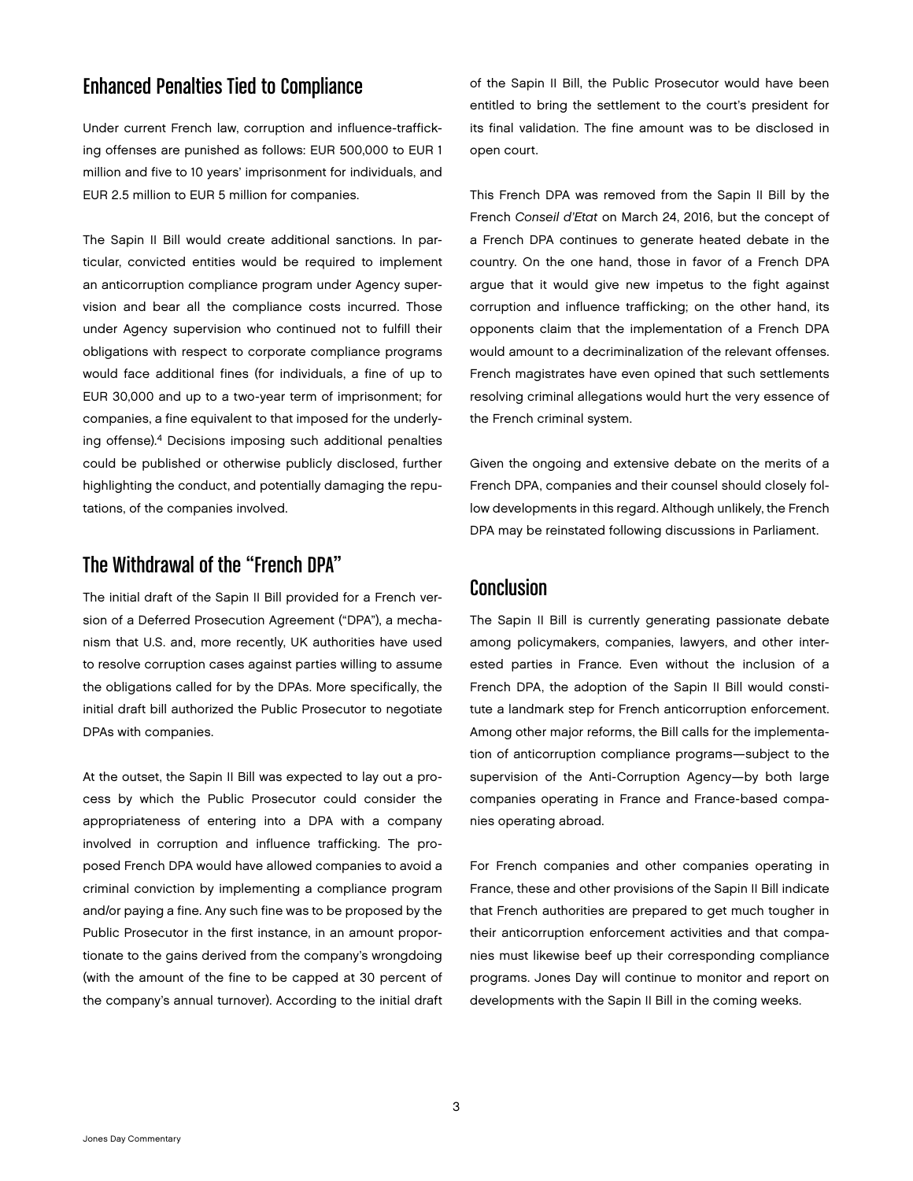## Enhanced Penalties Tied to Compliance

Under current French law, corruption and influence-trafficking offenses are punished as follows: EUR 500,000 to EUR 1 million and five to 10 years' imprisonment for individuals, and EUR 2.5 million to EUR 5 million for companies.

The Sapin II Bill would create additional sanctions. In particular, convicted entities would be required to implement an anticorruption compliance program under Agency supervision and bear all the compliance costs incurred. Those under Agency supervision who continued not to fulfill their obligations with respect to corporate compliance programs would face additional fines (for individuals, a fine of up to EUR 30,000 and up to a two-year term of imprisonment; for companies, a fine equivalent to that imposed for the underlying offense).[4] Decisions imposing such additional penalties could be published or otherwise publicly disclosed, further highlighting the conduct, and potentially damaging the reputations, of the companies involved.

## The Withdrawal of the "French DPA"

The initial draft of the Sapin II Bill provided for a French version of a Deferred Prosecution Agreement ("DPA"), a mechanism that U.S. and, more recently, UK authorities have used to resolve corruption cases against parties willing to assume the obligations called for by the DPAs. More specifically, the initial draft bill authorized the Public Prosecutor to negotiate DPAs with companies.

At the outset, the Sapin II Bill was expected to lay out a process by which the Public Prosecutor could consider the appropriateness of entering into a DPA with a company involved in corruption and influence trafficking. The proposed French DPA would have allowed companies to avoid a criminal conviction by implementing a compliance program and/or paying a fine. Any such fine was to be proposed by the Public Prosecutor in the first instance, in an amount proportionate to the gains derived from the company's wrongdoing (with the amount of the fine to be capped at 30 percent of the company's annual turnover). According to the initial draft of the Sapin II Bill, the Public Prosecutor would have been entitled to bring the settlement to the court's president for its final validation. The fine amount was to be disclosed in open court.

This French DPA was removed from the Sapin II Bill by the French *Conseil d'Etat* on March 24, 2016, but the concept of a French DPA continues to generate heated debate in the country. On the one hand, those in favor of a French DPA argue that it would give new impetus to the fight against corruption and influence trafficking; on the other hand, its opponents claim that the implementation of a French DPA would amount to a decriminalization of the relevant offenses. French magistrates have even opined that such settlements resolving criminal allegations would hurt the very essence of the French criminal system.

Given the ongoing and extensive debate on the merits of a French DPA, companies and their counsel should closely follow developments in this regard. Although unlikely, the French DPA may be reinstated following discussions in Parliament.

## Conclusion

The Sapin II Bill is currently generating passionate debate among policymakers, companies, lawyers, and other interested parties in France. Even without the inclusion of a French DPA, the adoption of the Sapin II Bill would constitute a landmark step for French anticorruption enforcement. Among other major reforms, the Bill calls for the implementation of anticorruption compliance programs—subject to the supervision of the Anti-Corruption Agency—by both large companies operating in France and France-based companies operating abroad.

For French companies and other companies operating in France, these and other provisions of the Sapin II Bill indicate that French authorities are prepared to get much tougher in their anticorruption enforcement activities and that companies must likewise beef up their corresponding compliance programs. Jones Day will continue to monitor and report on developments with the Sapin II Bill in the coming weeks.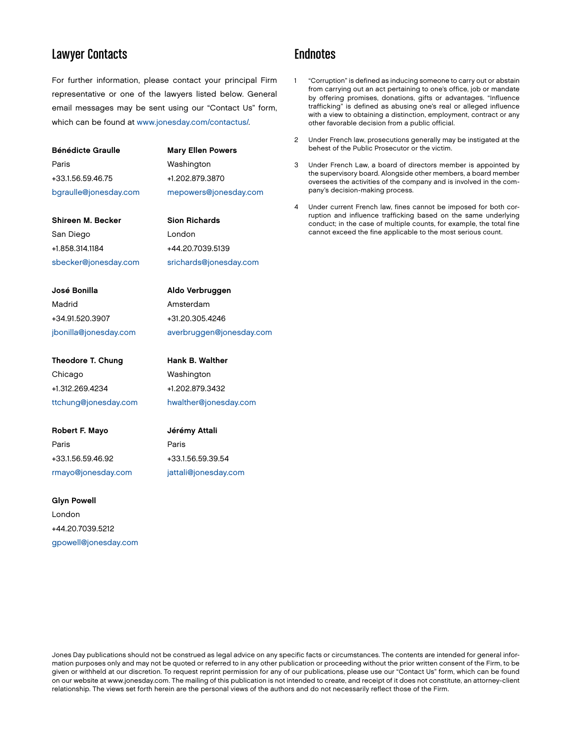## Lawyer Contacts

For further information, please contact your principal Firm representative or one of the lawyers listed below. General email messages may be sent using our "Contact Us" form, which can be found at www.jonesday.com/contactus/.

**Bénédicte Graulle**
Paris
+33.1.56.59.46.75
bgraulle@jonesday.com

**Mary Ellen Powers**
Washington
+1.202.879.3870
mepowers@jonesday.com

**Shireen M. Becker**
San Diego
+1.858.314.1184
sbecker@jonesday.com

**Sion Richards**
London
+44.20.7039.5139
srichards@jonesday.com

**José Bonilla**
Madrid
+34.91.520.3907
jbonilla@jonesday.com

**Aldo Verbruggen**
Amsterdam
+31.20.305.4246
averbruggen@jonesday.com

**Theodore T. Chung**
Chicago
+1.312.269.4234
ttchung@jonesday.com

**Hank B. Walther**
Washington
+1.202.879.3432
hwalther@jonesday.com

**Robert F. Mayo**
Paris
+33.1.56.59.46.92
rmayo@jonesday.com

**Jérémy Attali**
Paris
+33.1.56.59.39.54
jattali@jonesday.com

**Glyn Powell**
London
+44.20.7039.5212
gpowell@jonesday.com

## Endnotes

1 "Corruption" is defined as inducing someone to carry out or abstain from carrying out an act pertaining to one's office, job or mandate by offering promises, donations, gifts or advantages. "Influence trafficking" is defined as abusing one's real or alleged influence with a view to obtaining a distinction, employment, contract or any other favorable decision from a public official.

2 Under French law, prosecutions generally may be instigated at the behest of the Public Prosecutor or the victim.

3 Under French Law, a board of directors member is appointed by the supervisory board. Alongside other members, a board member oversees the activities of the company and is involved in the company's decision-making process.

4 Under current French law, fines cannot be imposed for both corruption and influence trafficking based on the same underlying conduct; in the case of multiple counts, for example, the total fine cannot exceed the fine applicable to the most serious count.

Jones Day publications should not be construed as legal advice on any specific facts or circumstances. The contents are intended for general information purposes only and may not be quoted or referred to in any other publication or proceeding without the prior written consent of the Firm, to be given or withheld at our discretion. To request reprint permission for any of our publications, please use our "Contact Us" form, which can be found on our website at www.jonesday.com. The mailing of this publication is not intended to create, and receipt of it does not constitute, an attorney-client relationship. The views set forth herein are the personal views of the authors and do not necessarily reflect those of the Firm.